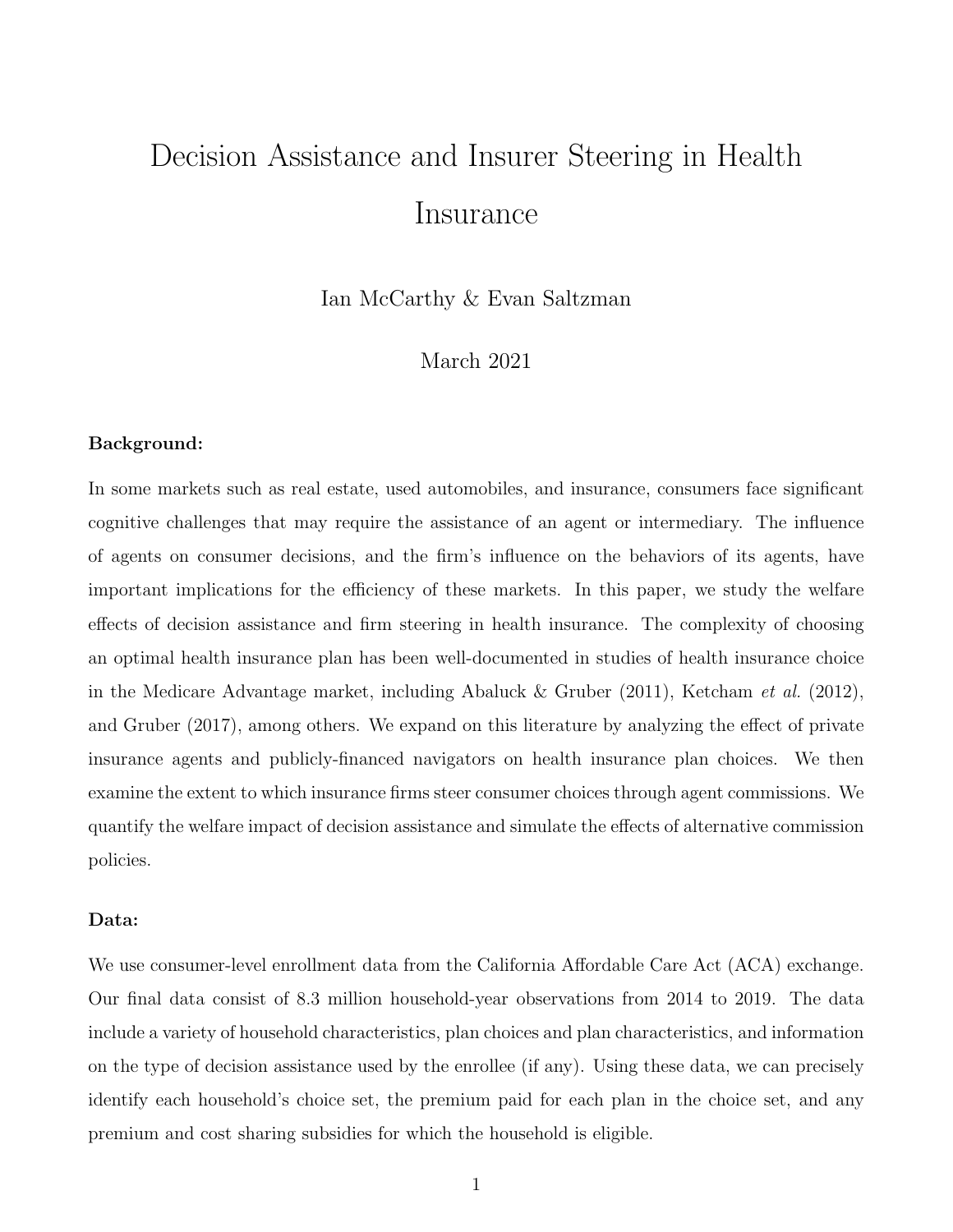# Decision Assistance and Insurer Steering in Health Insurance

Ian McCarthy & Evan Saltzman

March 2021

**Background:**

In some markets such as real estate, used automobiles, and insurance, consumers face significant cognitive challenges that may require the assistance of an agent or intermediary. The influence of agents on consumer decisions, and the firm's influence on the behaviors of its agents, have important implications for the efficiency of these markets. In this paper, we study the welfare effects of decision assistance and firm steering in health insurance. The complexity of choosing an optimal health insurance plan has been well-documented in studies of health insurance choice in the Medicare Advantage market, including Abaluck & Gruber (2011), Ketcham *et al.* (2012), and Gruber (2017), among others. We expand on this literature by analyzing the effect of private insurance agents and publicly-financed navigators on health insurance plan choices. We then examine the extent to which insurance firms steer consumer choices through agent commissions. We quantify the welfare impact of decision assistance and simulate the effects of alternative commission policies.

**Data:**

We use consumer-level enrollment data from the California Affordable Care Act (ACA) exchange. Our final data consist of 8.3 million household-year observations from 2014 to 2019. The data include a variety of household characteristics, plan choices and plan characteristics, and information on the type of decision assistance used by the enrollee (if any). Using these data, we can precisely identify each household's choice set, the premium paid for each plan in the choice set, and any premium and cost sharing subsidies for which the household is eligible.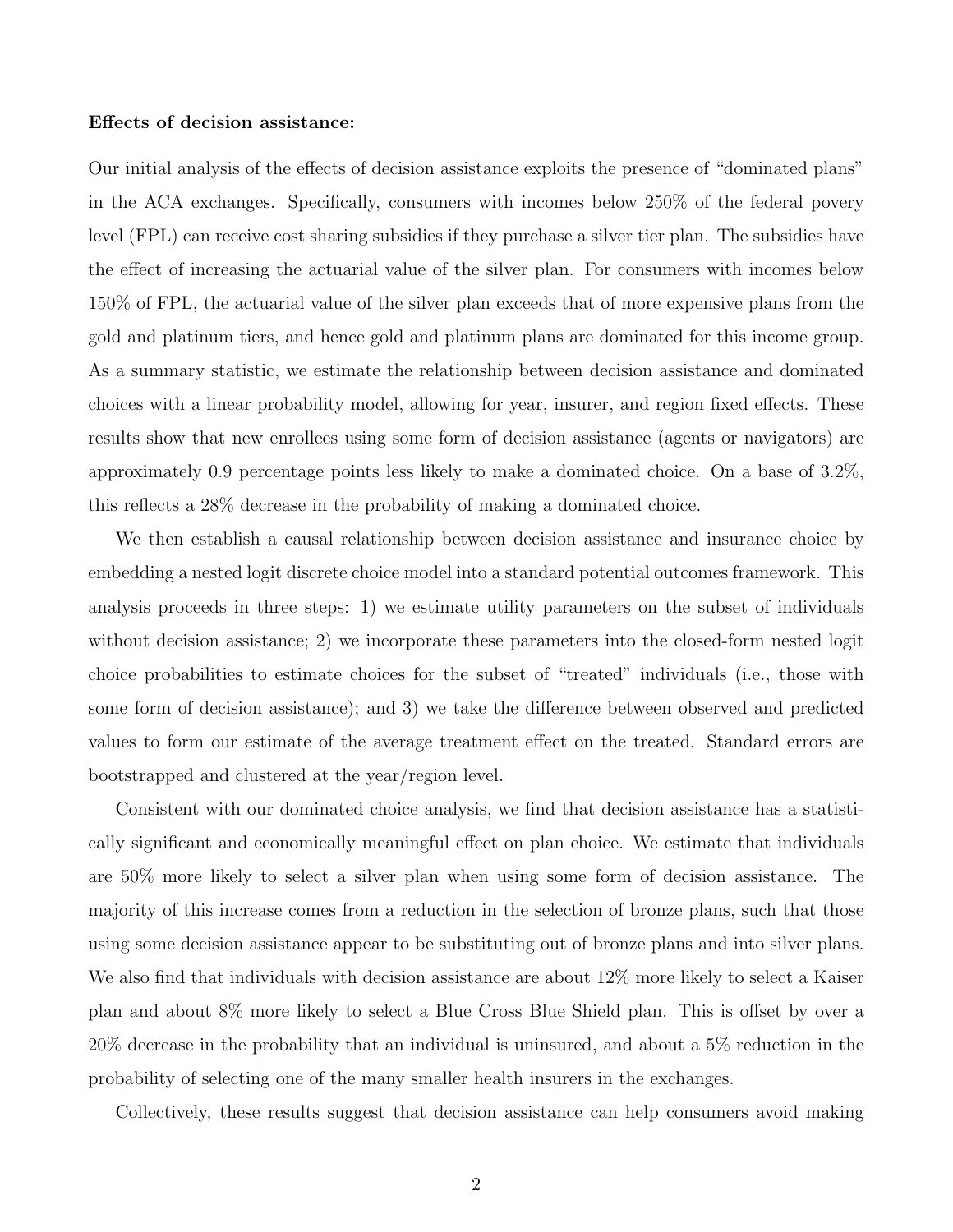**Effects of decision assistance:**

Our initial analysis of the effects of decision assistance exploits the presence of "dominated plans" in the ACA exchanges. Specifically, consumers with incomes below 250% of the federal povery level (FPL) can receive cost sharing subsidies if they purchase a silver tier plan. The subsidies have the effect of increasing the actuarial value of the silver plan. For consumers with incomes below 150% of FPL, the actuarial value of the silver plan exceeds that of more expensive plans from the gold and platinum tiers, and hence gold and platinum plans are dominated for this income group. As a summary statistic, we estimate the relationship between decision assistance and dominated choices with a linear probability model, allowing for year, insurer, and region fixed effects. These results show that new enrollees using some form of decision assistance (agents or navigators) are approximately 0.9 percentage points less likely to make a dominated choice. On a base of 3.2%, this reflects a 28% decrease in the probability of making a dominated choice.

We then establish a causal relationship between decision assistance and insurance choice by embedding a nested logit discrete choice model into a standard potential outcomes framework. This analysis proceeds in three steps: 1) we estimate utility parameters on the subset of individuals without decision assistance; 2) we incorporate these parameters into the closed-form nested logit choice probabilities to estimate choices for the subset of "treated" individuals (i.e., those with some form of decision assistance); and 3) we take the difference between observed and predicted values to form our estimate of the average treatment effect on the treated. Standard errors are bootstrapped and clustered at the year/region level.

Consistent with our dominated choice analysis, we find that decision assistance has a statistically significant and economically meaningful effect on plan choice. We estimate that individuals are 50% more likely to select a silver plan when using some form of decision assistance. The majority of this increase comes from a reduction in the selection of bronze plans, such that those using some decision assistance appear to be substituting out of bronze plans and into silver plans. We also find that individuals with decision assistance are about 12% more likely to select a Kaiser plan and about 8% more likely to select a Blue Cross Blue Shield plan. This is offset by over a 20% decrease in the probability that an individual is uninsured, and about a 5% reduction in the probability of selecting one of the many smaller health insurers in the exchanges.

Collectively, these results suggest that decision assistance can help consumers avoid making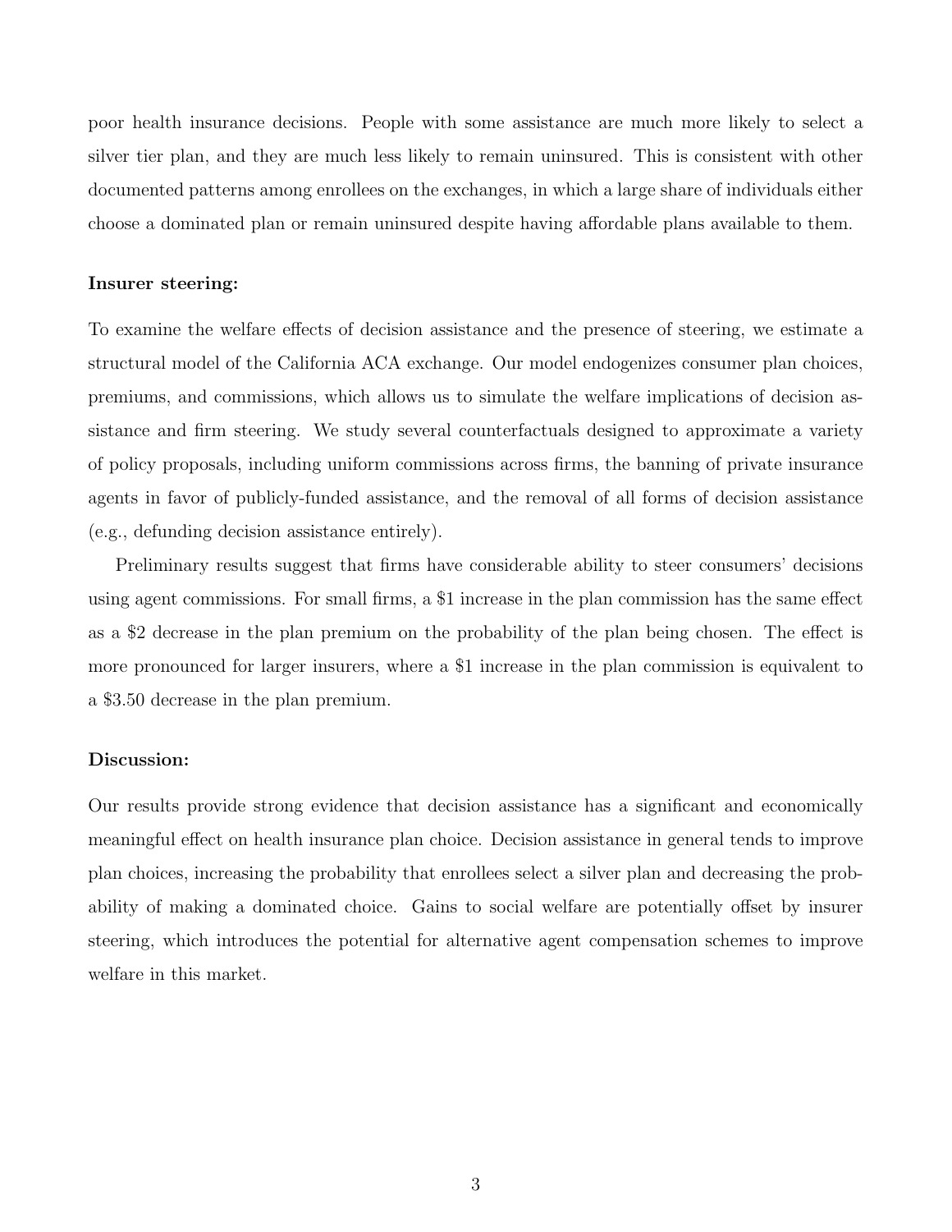poor health insurance decisions. People with some assistance are much more likely to select a silver tier plan, and they are much less likely to remain uninsured. This is consistent with other documented patterns among enrollees on the exchanges, in which a large share of individuals either choose a dominated plan or remain uninsured despite having affordable plans available to them.

**Insurer steering:**

To examine the welfare effects of decision assistance and the presence of steering, we estimate a structural model of the California ACA exchange. Our model endogenizes consumer plan choices, premiums, and commissions, which allows us to simulate the welfare implications of decision assistance and firm steering. We study several counterfactuals designed to approximate a variety of policy proposals, including uniform commissions across firms, the banning of private insurance agents in favor of publicly-funded assistance, and the removal of all forms of decision assistance (e.g., defunding decision assistance entirely).

Preliminary results suggest that firms have considerable ability to steer consumers' decisions using agent commissions. For small firms, a $1 increase in the plan commission has the same effect as a $2 decrease in the plan premium on the probability of the plan being chosen. The effect is more pronounced for larger insurers, where a $1 increase in the plan commission is equivalent to a $3.50 decrease in the plan premium.

**Discussion:**

Our results provide strong evidence that decision assistance has a significant and economically meaningful effect on health insurance plan choice. Decision assistance in general tends to improve plan choices, increasing the probability that enrollees select a silver plan and decreasing the probability of making a dominated choice. Gains to social welfare are potentially offset by insurer steering, which introduces the potential for alternative agent compensation schemes to improve welfare in this market.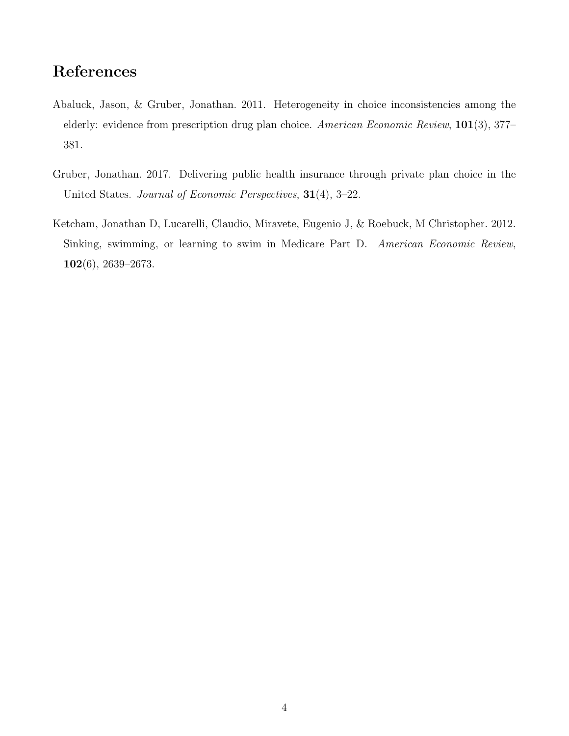# References

Abaluck, Jason, & Gruber, Jonathan. 2011. Heterogeneity in choice inconsistencies among the elderly: evidence from prescription drug plan choice. *American Economic Review*, **101**(3), 377–381.

Gruber, Jonathan. 2017. Delivering public health insurance through private plan choice in the United States. *Journal of Economic Perspectives*, **31**(4), 3–22.

Ketcham, Jonathan D, Lucarelli, Claudio, Miravete, Eugenio J, & Roebuck, M Christopher. 2012. Sinking, swimming, or learning to swim in Medicare Part D. *American Economic Review*, **102**(6), 2639–2673.